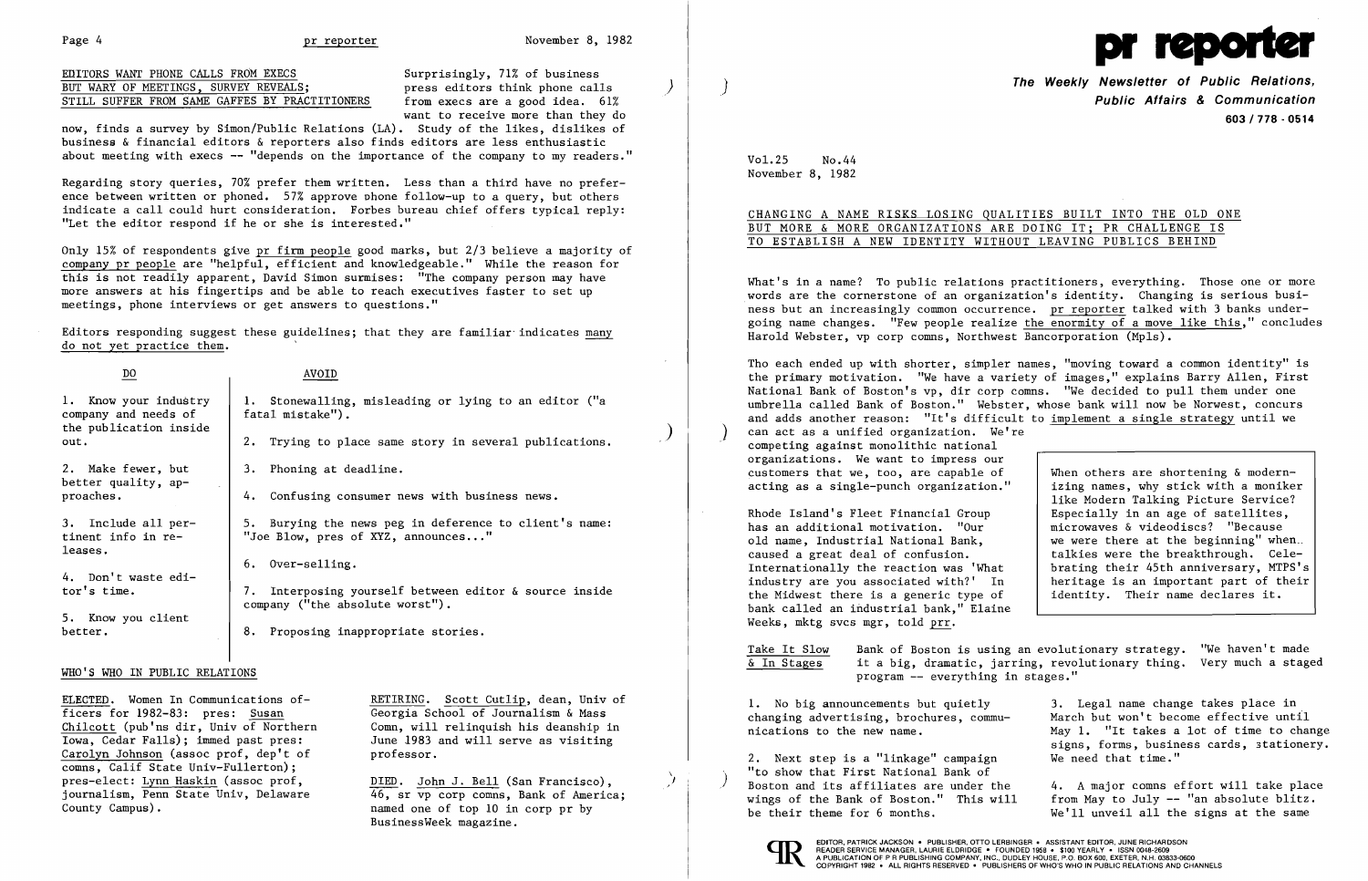## EDITORS WANT PHONE CALLS FROM EXECS BUT WARY OF MEETINGS, SURVEY REVEALS; STILL SUFFER FROM SAME GAFFES BY PRACTITIONERS

Surprisingly, 71% of business press editors think phone calls from execs are a good idea. 61% want to receive more than they do now, finds a survey by Simon/Public Relations (LA). Study of the likes, dislikes of business & financial editors & reporters also finds editors are less enthusiastic about meeting with execs -- "depends on the importance of the company to my readers."

Regarding story queries, 70% prefer them written. Less than a third have no preference between written or phoned. 57% approve phone follow-up to a query, but others indicate a call could hurt consideration. Forbes bureau chief offers typical reply: "Let the editor respond if he or she is interested."

Only 15% of respondents give pr firm people good marks, but 2/3 believe a majority of company pr people are "helpful, efficient and knowledgeable." While the reason for this is not readily apparent, David Simon surmises: "The company person may have more answers at his fingertips and be able to reach executives faster to set up meetings, phone interviews or get answers to questions."

Editors responding suggest these guidelines; that they are familiar indicates many do not yet practice them.

| DO | AVOID |
|---|---|
| 1. Know your industry company and needs of the publication inside out. | 1. Stonewalling, misleading or lying to an editor ("a fatal mistake"). |
| 2. Make fewer, but better quality, approaches. | 2. Trying to place same story in several publications. |
| 3. Include all pertinent info in releases. | 3. Phoning at deadline. |
| 4. Don't waste editor's time. | 4. Confusing consumer news with business news. |
| 5. Know you client better. | 5. Burying the news peg in deference to client's name: "Joe Blow, pres of XYZ, announces..." |
| | 6. Over-selling. |
| | 7. Interposing yourself between editor & source inside company ("the absolute worst"). |
| | 8. Proposing inappropriate stories. |

## WHO'S WHO IN PUBLIC RELATIONS

ELECTED. Women In Communications officers for 1982-83: pres: Susan Chilcott (pub'ns dir, Univ of Northern Iowa, Cedar Falls); immed past pres: Carolyn Johnson (assoc prof, dep't of comns, Calif State Univ-Fullerton); pres-elect: Lynn Haskin (assoc prof, journalism, Penn State Univ, Delaware County Campus).

RETIRING. Scott Cutlip, dean, Univ of Georgia School of Journalism & Mass Comn, will relinquish his deanship in June 1983 and will serve as visiting professor.

DIED. John J. Bell (San Francisco), 46, sr vp corp comns, Bank of America; named one of top 10 in corp pr by BusinessWeek magazine.

# pr reporter

**The Weekly Newsletter of Public Relations, Public Affairs & Communication**

603 / 778 - 0514

Vol.25 No.44
November 8, 1982

## CHANGING A NAME RISKS LOSING QUALITIES BUILT INTO THE OLD ONE BUT MORE & MORE ORGANIZATIONS ARE DOING IT; PR CHALLENGE IS TO ESTABLISH A NEW IDENTITY WITHOUT LEAVING PUBLICS BEHIND

What's in a name? To public relations practitioners, everything. Those one or more words are the cornerstone of an organization's identity. Changing is serious business but an increasingly common occurrence. pr reporter talked with 3 banks undergoing name changes. "Few people realize the enormity of a move like this," concludes Harold Webster, vp corp comns, Northwest Bancorporation (Mpls).

Tho each ended up with shorter, simpler names, "moving toward a common identity" is the primary motivation. "We have a variety of images," explains Barry Allen, First National Bank of Boston's vp, dir corp comns. "We decided to pull them under one umbrella called Bank of Boston." Webster, whose bank will now be Norwest, concurs and adds another reason: "It's difficult to implement a single strategy until we can act as a unified organization. We're competing against monolithic national organizations. We want to impress our customers that we, too, are capable of acting as a single-punch organization."

> When others are shortening & modernizing names, why stick with a moniker like Modern Talking Picture Service? Especially in an age of satellites, microwaves & videodiscs? "Because we were there at the beginning" when talkies were the breakthrough. Celebrating their 45th anniversary, MTPS's heritage is an important part of their identity. Their name declares it.

Rhode Island's Fleet Financial Group has an additional motivation. "Our old name, Industrial National Bank, caused a great deal of confusion. Internationally the reaction was 'What industry are you associated with?' In the Midwest there is a generic type of bank called an industrial bank," Elaine Weeks, mktg svcs mgr, told prr.

**Take It Slow & In Stages** Bank of Boston is using an evolutionary strategy. "We haven't made it a big, dramatic, jarring, revolutionary thing. Very much a staged program -- everything in stages."

1. No big announcements but quietly changing advertising, brochures, communications to the new name.

2. Next step is a "linkage" campaign "to show that First National Bank of Boston and its affiliates are under the wings of the Bank of Boston." This will be their theme for 6 months.

3. Legal name change takes place in March but won't become effective until May 1. "It takes a lot of time to change signs, forms, business cards, stationery. We need that time."

4. A major comns effort will take place from May to July -- "an absolute blitz. We'll unveil all the signs at the same

EDITOR, PATRICK JACKSON • PUBLISHER, OTTO LERBINGER • ASSISTANT EDITOR, JUNE RICHARDSON
READER SERVICE MANAGER, LAURIE ELDRIDGE • FOUNDED 1958 • $100 YEARLY • ISSN 0048-2609
A PUBLICATION OF P R PUBLISHING COMPANY, INC., DUDLEY HOUSE, P.O. BOX 600, EXETER, N.H. 03833-0600
COPYRIGHT 1982 • ALL RIGHTS RESERVED • PUBLISHERS OF WHO'S WHO IN PUBLIC RELATIONS AND CHANNELS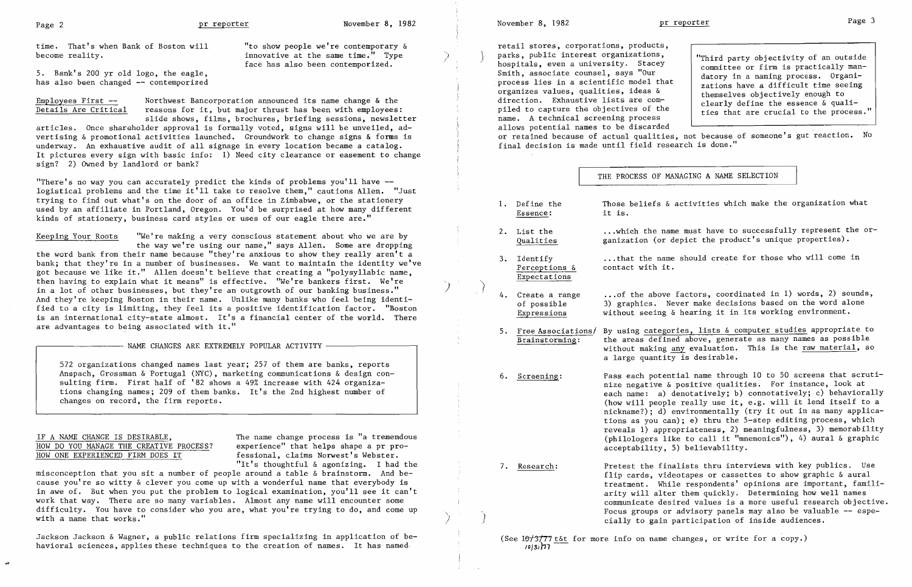time. That's when Bank of Boston will become reality.

"to show people we're contemporary & innovative at the same time." Type face has also been contemporized.

5. Bank's 200 yr old logo, the eagle, has also been changed -- contemporized

**Employees First -- Details Are Critical** Northwest Bancorporation announced its name change & the reasons for it, but major thrust has been with employees: slide shows, films, brochures, briefing sessions, newsletter articles. Once shareholder approval is formally voted, signs will be unveiled, advertising & promotional activities launched. Groundwork to change signs & forms is underway. An exhaustive audit of all signage in every location became a catalog. It pictures every sign with basic info: 1) Need city clearance or easement to change sign? 2) Owned by landlord or bank?

"There's no way you can accurately predict the kinds of problems you'll have -- logistical problems and the time it'll take to resolve them," cautions Allen. "Just trying to find out what's on the door of an office in Zimbabwe, or the stationery used by an affiliate in Portland, Oregon. You'd be surprised at how many different kinds of stationery, business card styles or uses of our eagle there are."

**Keeping Your Roots** "We're making a very conscious statement about who we are by the way we're using our name," says Allen. Some are dropping the word bank from their name because "they're anxious to show they really aren't a bank; that they're in a number of businesses. We want to maintain the identity we've got because we like it." Allen doesn't believe that creating a "polysyllabic name, then having to explain what it means" is effective. "We're bankers first. We're in a lot of other businesses, but they're an outgrowth of our banking business." And they're keeping Boston in their name. Unlike many banks who feel being identified to a city is limiting, they feel its a positive identification factor. "Boston is an international city-state almost. It's a financial center of the world. There are advantages to being associated with it."

---

**NAME CHANGES ARE EXTREMELY POPULAR ACTIVITY**

572 organizations changed names last year; 257 of them are banks, reports Anspach, Grossman & Portugal (NYC), marketing communications & design consulting firm. First half of '82 shows a 49% increase with 424 organizations changing names; 209 of them banks. It's the 2nd highest number of changes on record, the firm reports.

---

**IF A NAME CHANGE IS DESIRABLE, HOW DO YOU MANAGE THE CREATIVE PROCESS? HOW ONE EXPERIENCED FIRM DOES IT**

The name change process is "a tremendous experience" that helps shape a pr professional, claims Norwest's Webster. "It's thoughtful & agonizing. I had the misconception that you sit a number of people around a table & brainstorm. And because you're so witty & clever you come up with a wonderful name that everybody is in awe of. But when you put the problem to logical examination, you'll see it can't work that way. There are so many variables. Almost any name will encounter some difficulty. You have to consider who you are, what you're trying to do, and come up with a name that works."

Jackson Jackson & Wagner, a public relations firm specializing in application of behavioral sciences, applies these techniques to the creation of names. It has named retail stores, corporations, products, parks, public interest organizations, hospitals, even a university. Stacey Smith, associate counsel, says "Our process lies in a scientific model that organizes values, qualities, ideas & direction. Exhaustive lists are compiled to capture the objectives of the name. A technical screening process allows potential names to be discarded or retained because of actual qualities, not because of someone's gut reaction. No final decision is made until field research is done."

> "Third party objectivity of an outside committee or firm is practically mandatory in a naming process. Organizations have a difficult time seeing themselves objectively enough to clearly define the essence & qualities that are crucial to the process."

## THE PROCESS OF MANAGING A NAME SELECTION

1. **Define the Essence:** Those beliefs & activities which make the organization what it is.

2. **List the Qualities** ...which the name must have to successfully represent the organization (or depict the product's unique properties).

3. **Identify Perceptions & Expectations** ...that the name should create for those who will come in contact with it.

4. **Create a range of possible Expressions** ...of the above factors, coordinated in 1) words, 2) sounds, 3) graphics. Never make decisions based on the word alone without seeing & hearing it in its working environment.

5. **Free Associations/ Brainstorming:** By using categories, lists & computer studies appropriate to the areas defined above, generate as many names as possible without making any evaluation. This is the raw material, so a large quantity is desirable.

6. **Screening:** Pass each potential name through 10 to 50 screens that scrutinize negative & positive qualities. For instance, look at each name: a) denotatively; b) connotatively; c) behaviorally (how will people really use it, e.g. will it lend itself to a nickname?); d) environmentally (try it out in as many applications as you can); e) thru the 5-step editing process, which reveals 1) appropriateness, 2) meaningfulness, 3) memorability (philologers like to call it "mnemonics"), 4) aural & graphic acceptability, 5) believability.

7. **Research:** Pretest the finalists thru interviews with key publics. Use flip cards, videotapes or cassettes to show graphic & aural treatment. While respondents' opinions are important, familiarity will alter them quickly. Determining how well names communicate desired values is a more useful research objective. Focus groups or advisory panels may also be valuable -- especially to gain participation of inside audiences.

(See ~~10/3/77~~ 10/31/77 t&t for more info on name changes, or write for a copy.)